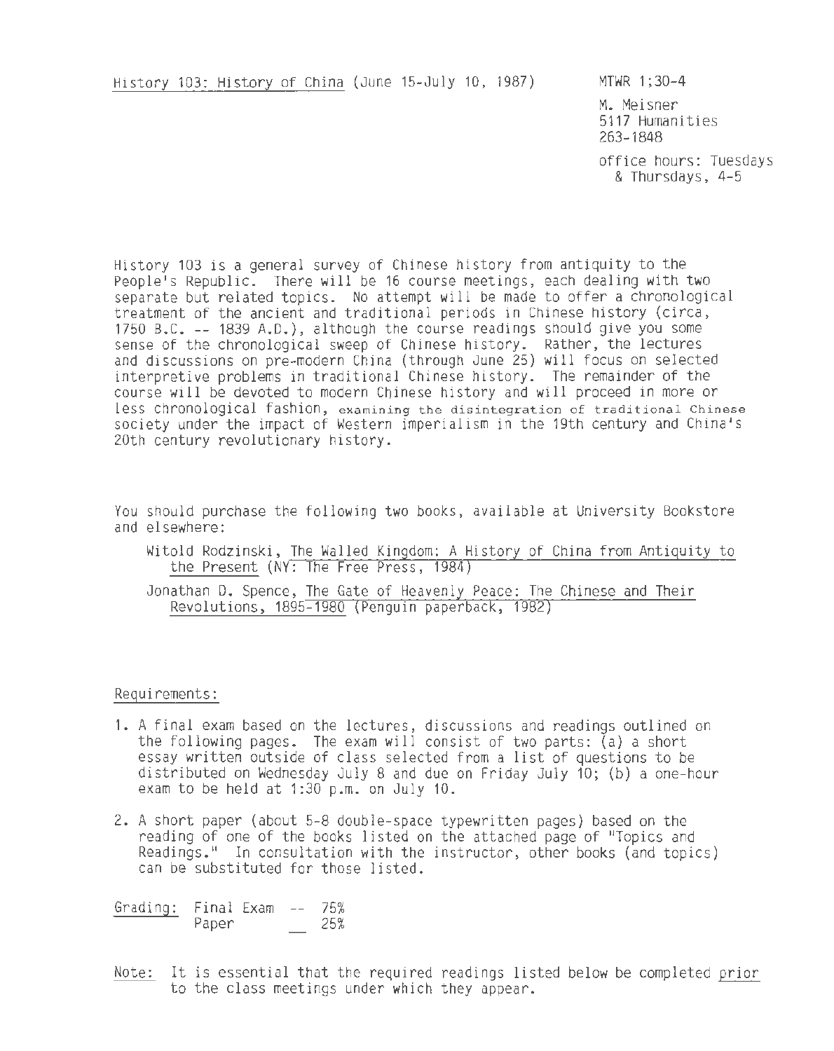History 103: History of China (June 15-July 10, 1987)

MTWR 1;30-4

M. Meisner
5117 Humanities
263-1848

office hours: Tuesdays & Thursdays, 4-5

History 103 is a general survey of Chinese history from antiquity to the People's Republic. There will be 16 course meetings, each dealing with two separate but related topics. No attempt will be made to offer a chronological treatment of the ancient and traditional periods in Chinese history (circa, 1750 B.C. -- 1839 A.D.), although the course readings should give you some sense of the chronological sweep of Chinese history. Rather, the lectures and discussions on pre-modern China (through June 25) will focus on selected interpretive problems in traditional Chinese history. The remainder of the course will be devoted to modern Chinese history and will proceed in more or less chronological fashion, examining the disintegration of traditional Chinese society under the impact of Western imperialism in the 19th century and China's 20th century revolutionary history.

You should purchase the following two books, available at University Bookstore and elsewhere:

Witold Rodzinski, The Walled Kingdom: A History of China from Antiquity to the Present (NY: The Free Press, 1984)

Jonathan D. Spence, The Gate of Heavenly Peace: The Chinese and Their Revolutions, 1895-1980 (Penguin paperback, 1982)

Requirements:

1. A final exam based on the lectures, discussions and readings outlined on the following pages. The exam will consist of two parts: (a) a short essay written outside of class selected from a list of questions to be distributed on Wednesday July 8 and due on Friday July 10; (b) a one-hour exam to be held at 1:30 p.m. on July 10.
2. A short paper (about 5-8 double-space typewritten pages) based on the reading of one of the books listed on the attached page of "Topics and Readings." In consultation with the instructor, other books (and topics) can be substituted for those listed.

Grading: Final Exam -- 75%
Paper __ 25%

Note: It is essential that the required readings listed below be completed prior to the class meetings under which they appear.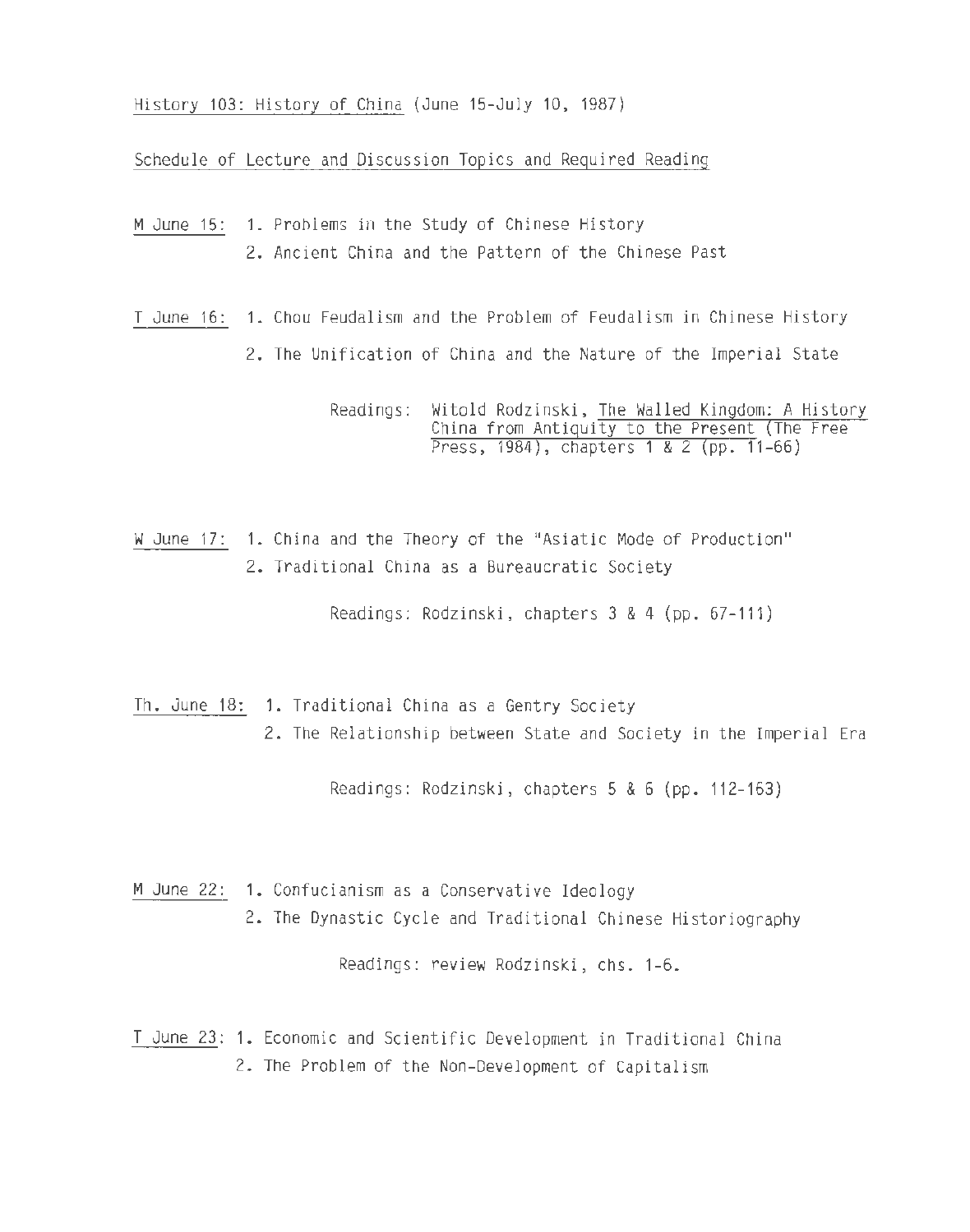History 103: History of China (June 15-July 10, 1987)

Schedule of Lecture and Discussion Topics and Required Reading

M June 15:
1. Problems in the Study of Chinese History
2. Ancient China and the Pattern of the Chinese Past

T June 16:
1. Chou Feudalism and the Problem of Feudalism in Chinese History
2. The Unification of China and the Nature of the Imperial State

Readings: Witold Rodzinski, The Walled Kingdom: A History China from Antiquity to the Present (The Free Press, 1984), chapters 1 & 2 (pp. 11-66)

W June 17:
1. China and the Theory of the "Asiatic Mode of Production"
2. Traditional China as a Bureaucratic Society

Readings: Rodzinski, chapters 3 & 4 (pp. 67-111)

Th. June 18:
1. Traditional China as a Gentry Society
2. The Relationship between State and Society in the Imperial Era

Readings: Rodzinski, chapters 5 & 6 (pp. 112-163)

M June 22:
1. Confucianism as a Conservative Ideology
2. The Dynastic Cycle and Traditional Chinese Historiography

Readings: review Rodzinski, chs. 1-6.

T June 23:
1. Economic and Scientific Development in Traditional China
2. The Problem of the Non-Development of Capitalism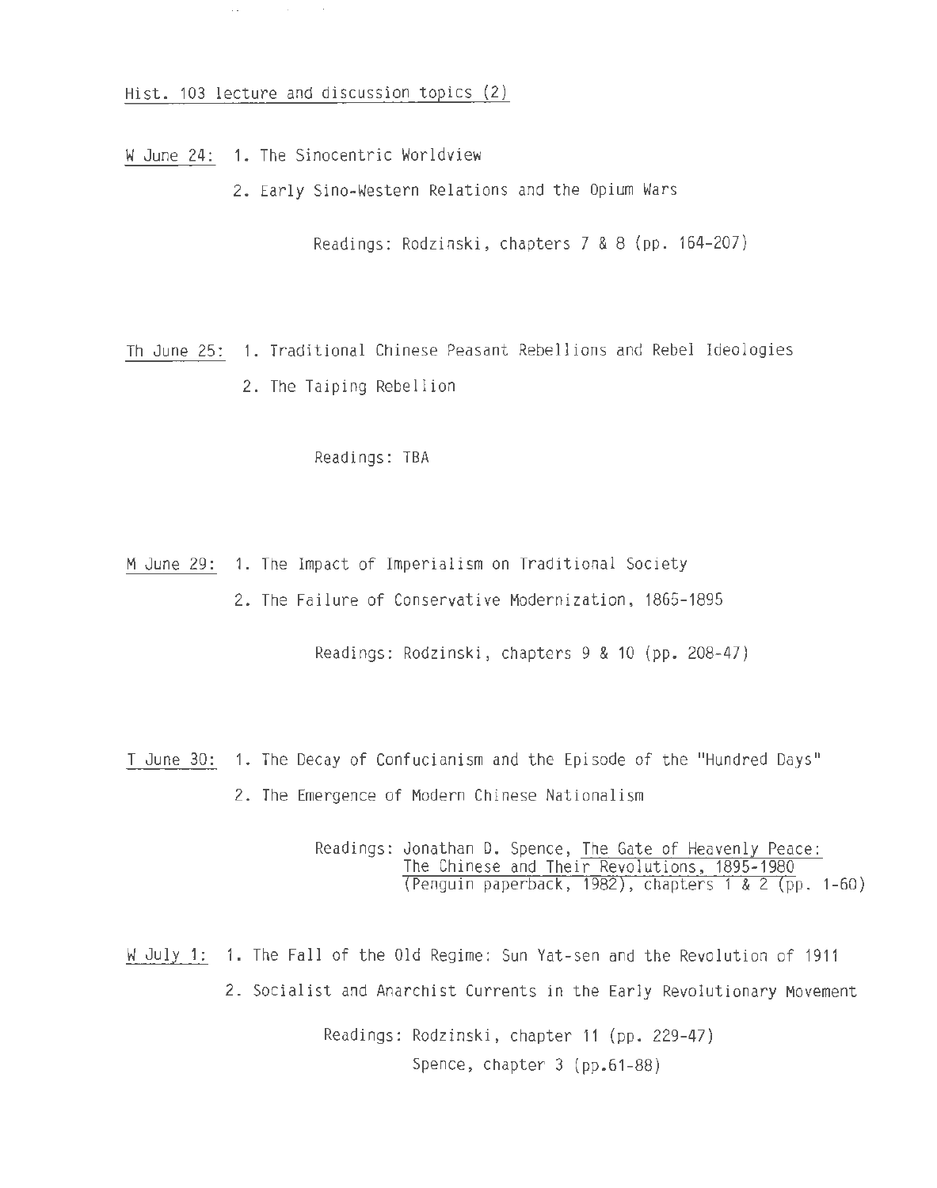Hist. 103 lecture and discussion topics (2)

W June 24: 1. The Sinocentric Worldview

2. Early Sino-Western Relations and the Opium Wars

Readings: Rodzinski, chapters 7 & 8 (pp. 164-207)

Th June 25: 1. Traditional Chinese Peasant Rebellions and Rebel Ideologies

2. The Taiping Rebellion

Readings: TBA

M June 29: 1. The Impact of Imperialism on Traditional Society

2. The Failure of Conservative Modernization, 1865-1895

Readings: Rodzinski, chapters 9 & 10 (pp. 208-47)

T June 30: 1. The Decay of Confucianism and the Episode of the "Hundred Days"

2. The Emergence of Modern Chinese Nationalism

Readings: Jonathan D. Spence, The Gate of Heavenly Peace: The Chinese and Their Revolutions, 1895-1980 (Penguin paperback, 1982), chapters 1 & 2 (pp. 1-60)

W July 1: 1. The Fall of the Old Regime: Sun Yat-sen and the Revolution of 1911

2. Socialist and Anarchist Currents in the Early Revolutionary Movement

Readings: Rodzinski, chapter 11 (pp. 229-47)
Spence, chapter 3 (pp.61-88)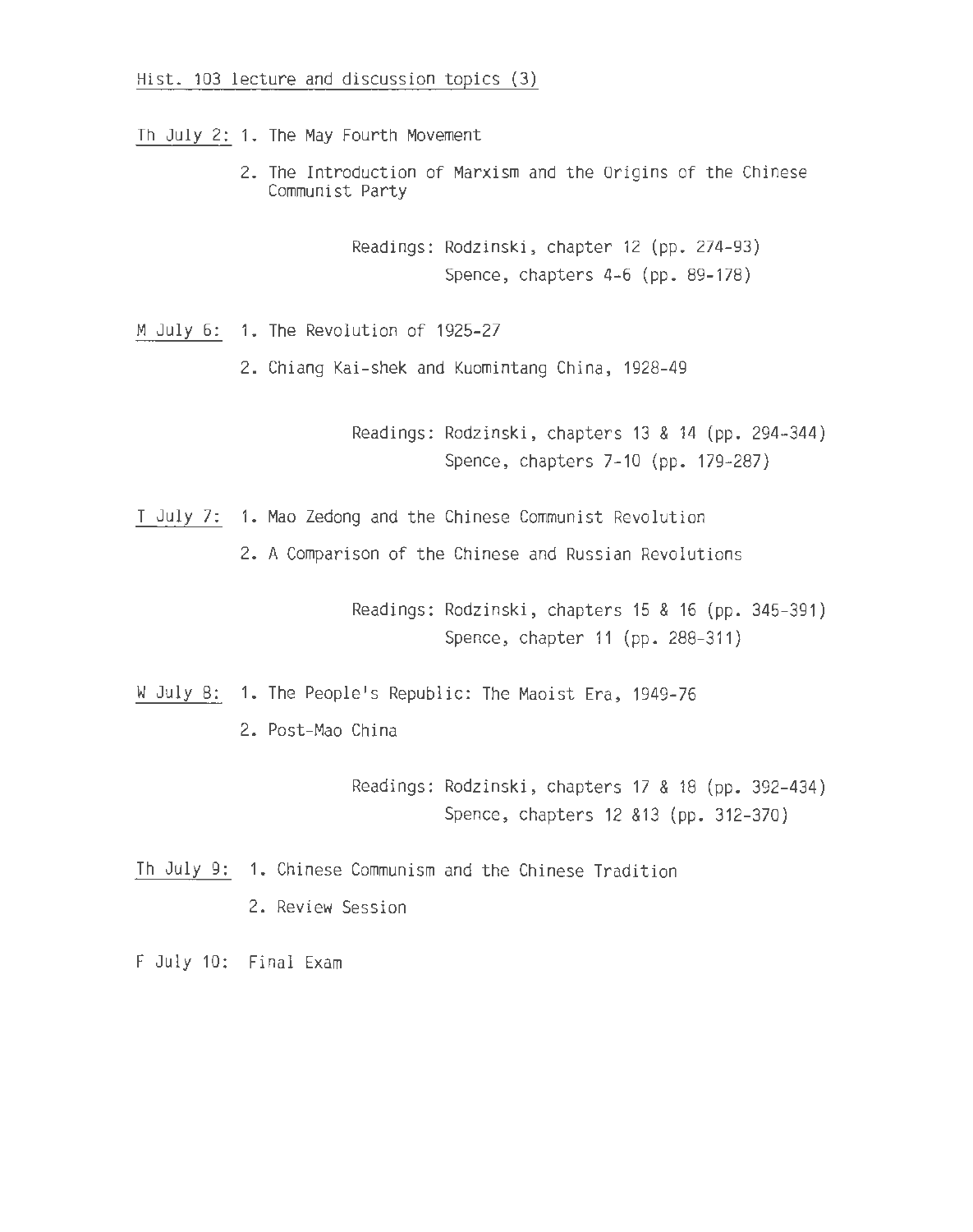Hist. 103 lecture and discussion topics (3)

Th July 2: 1. The May Fourth Movement

2. The Introduction of Marxism and the Origins of the Chinese Communist Party

Readings: Rodzinski, chapter 12 (pp. 274-93)
Spence, chapters 4-6 (pp. 89-178)

M July 6: 1. The Revolution of 1925-27

2. Chiang Kai-shek and Kuomintang China, 1928-49

Readings: Rodzinski, chapters 13 & 14 (pp. 294-344)
Spence, chapters 7-10 (pp. 179-287)

T July 7: 1. Mao Zedong and the Chinese Communist Revolution

2. A Comparison of the Chinese and Russian Revolutions

Readings: Rodzinski, chapters 15 & 16 (pp. 345-391)
Spence, chapter 11 (pp. 288-311)

W July 8: 1. The People's Republic: The Maoist Era, 1949-76

2. Post-Mao China

Readings: Rodzinski, chapters 17 & 18 (pp. 392-434)
Spence, chapters 12 &13 (pp. 312-370)

Th July 9: 1. Chinese Communism and the Chinese Tradition

2. Review Session

F July 10: Final Exam